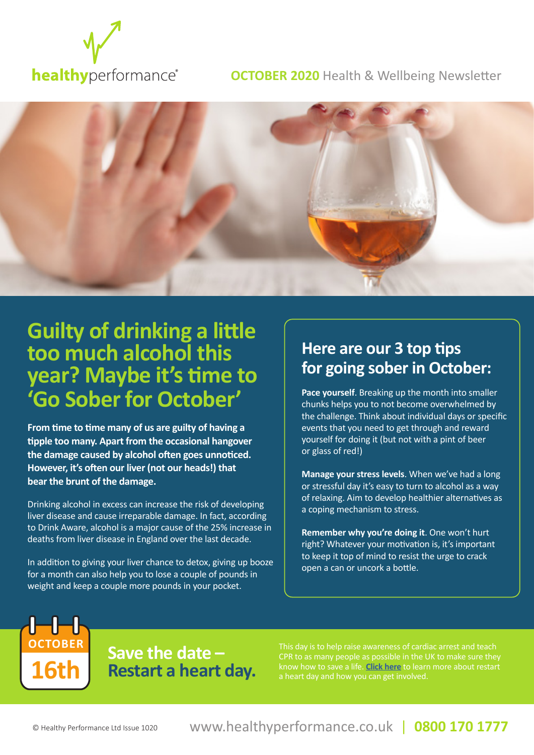healthyperformance®

**OCTOBER 2020** Health & Wellbeing Newsletter

# Guilty of drinking a little too much alcohol this year? Maybe it's time to 'Go Sober for October'

**From time to time many of us are guilty of having a tipple too many. Apart from the occasional hangover the damage caused by alcohol often goes unnoticed. However, it's often our liver (not our heads!) that bear the brunt of the damage.**

Drinking alcohol in excess can increase the risk of developing liver disease and cause irreparable damage. In fact, according to Drink Aware, alcohol is a major cause of the 25% increase in deaths from liver disease in England over the last decade.

In addition to giving your liver chance to detox, giving up booze for a month can also help you to lose a couple of pounds in weight and keep a couple more pounds in your pocket.

## Here are our 3 top tips for going sober in October:

**Pace yourself**. Breaking up the month into smaller chunks helps you to not become overwhelmed by the challenge. Think about individual days or specific events that you need to get through and reward yourself for doing it (but not with a pint of beer or glass of red!)

**Manage your stress levels**. When we've had a long or stressful day it's easy to turn to alcohol as a way of relaxing. Aim to develop healthier alternatives as a coping mechanism to stress.

**Remember why you're doing it**. One won't hurt right? Whatever your motivation is, it's important to keep it top of mind to resist the urge to crack open a can or uncork a bottle.

OCTOBER 16th

## Save the date – Restart a heart day.

This day is to help raise awareness of cardiac arrest and teach CPR to as many people as possible in the UK to make sure they know how to save a life. **Click here** to learn more about restart a heart day and how you can get involved.

© Healthy Performance Ltd Issue 1020 www.healthyperformance.co.uk | **0800 170 1777**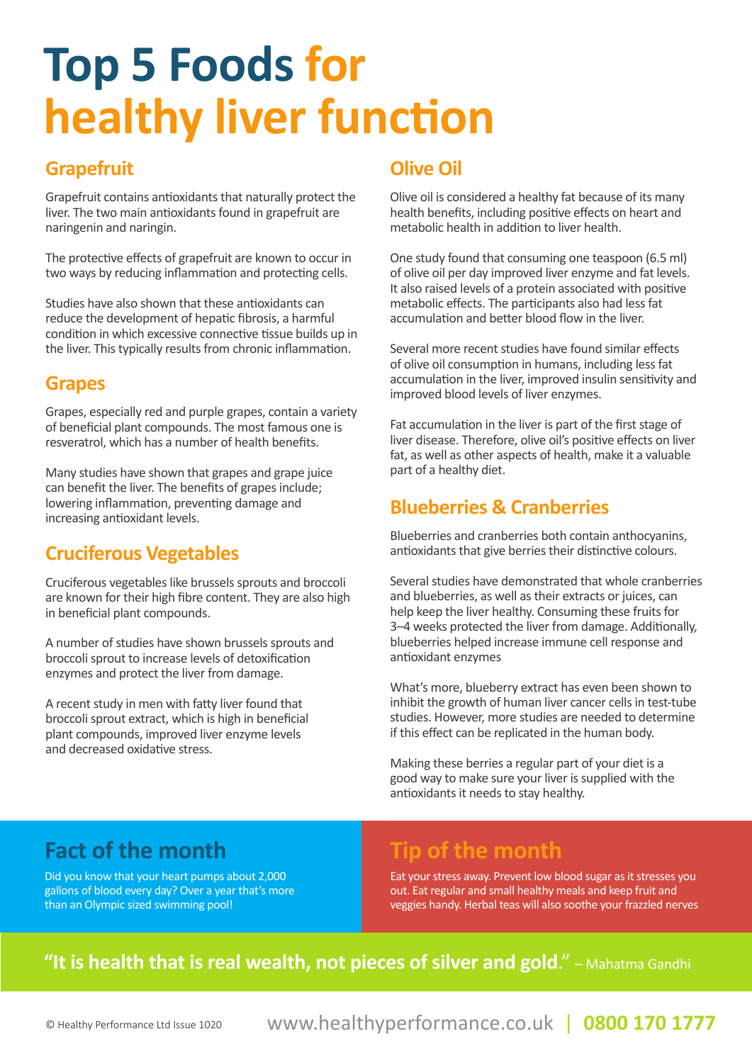# Top 5 Foods for healthy liver function

## Grapefruit

Grapefruit contains antioxidants that naturally protect the liver. The two main antioxidants found in grapefruit are naringenin and naringin.

The protective effects of grapefruit are known to occur in two ways by reducing inflammation and protecting cells.

Studies have also shown that these antioxidants can reduce the development of hepatic fibrosis, a harmful condition in which excessive connective tissue builds up in the liver. This typically results from chronic inflammation.

## Grapes

Grapes, especially red and purple grapes, contain a variety of beneficial plant compounds. The most famous one is resveratrol, which has a number of health benefits.

Many studies have shown that grapes and grape juice can benefit the liver. The benefits of grapes include; lowering inflammation, preventing damage and increasing antioxidant levels.

## Cruciferous Vegetables

Cruciferous vegetables like brussels sprouts and broccoli are known for their high fibre content. They are also high in beneficial plant compounds.

A number of studies have shown brussels sprouts and broccoli sprout to increase levels of detoxification enzymes and protect the liver from damage.

A recent study in men with fatty liver found that broccoli sprout extract, which is high in beneficial plant compounds, improved liver enzyme levels and decreased oxidative stress.

## Olive Oil

Olive oil is considered a healthy fat because of its many health benefits, including positive effects on heart and metabolic health in addition to liver health.

One study found that consuming one teaspoon (6.5 ml) of olive oil per day improved liver enzyme and fat levels. It also raised levels of a protein associated with positive metabolic effects. The participants also had less fat accumulation and better blood flow in the liver.

Several more recent studies have found similar effects of olive oil consumption in humans, including less fat accumulation in the liver, improved insulin sensitivity and improved blood levels of liver enzymes.

Fat accumulation in the liver is part of the first stage of liver disease. Therefore, olive oil's positive effects on liver fat, as well as other aspects of health, make it a valuable part of a healthy diet.

## Blueberries & Cranberries

Blueberries and cranberries both contain anthocyanins, antioxidants that give berries their distinctive colours.

Several studies have demonstrated that whole cranberries and blueberries, as well as their extracts or juices, can help keep the liver healthy. Consuming these fruits for 3–4 weeks protected the liver from damage. Additionally, blueberries helped increase immune cell response and antioxidant enzymes

What's more, blueberry extract has even been shown to inhibit the growth of human liver cancer cells in test-tube studies. However, more studies are needed to determine if this effect can be replicated in the human body.

Making these berries a regular part of your diet is a good way to make sure your liver is supplied with the antioxidants it needs to stay healthy.

## Fact of the month

Did you know that your heart pumps about 2,000 gallons of blood every day? Over a year that's more than an Olympic sized swimming pool!

## Tip of the month

Eat your stress away. Prevent low blood sugar as it stresses you out. Eat regular and small healthy meals and keep fruit and veggies handy. Herbal teas will also soothe your frazzled nerves

**"It is health that is real wealth, not pieces of silver and gold."** – Mahatma Gandhi

© Healthy Performance Ltd Issue 1020

www.healthyperformance.co.uk | **0800 170 1777**